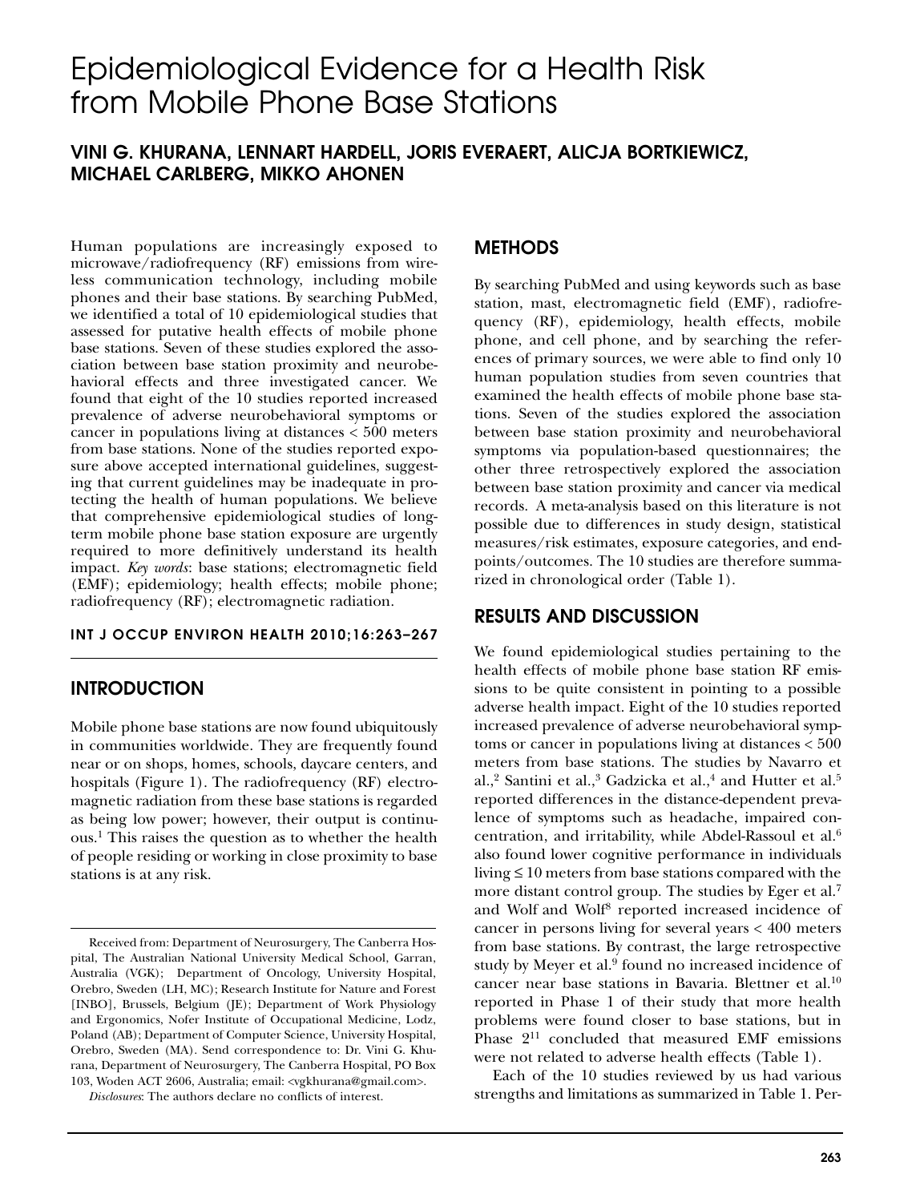# Epidemiological Evidence for a Health Risk from Mobile Phone Base Stations

**VINI G. KHURANA, LENNART HARDELL, JORIS EVERAERT, ALICJA BORTKIEWICZ, MICHAEL CARLBERG, MIKKO AHONEN**

Human populations are increasingly exposed to microwave/radiofrequency (RF) emissions from wireless communication technology, including mobile phones and their base stations. By searching PubMed, we identified a total of 10 epidemiological studies that assessed for putative health effects of mobile phone base stations. Seven of these studies explored the association between base station proximity and neurobehavioral effects and three investigated cancer. We found that eight of the 10 studies reported increased prevalence of adverse neurobehavioral symptoms or cancer in populations living at distances < 500 meters from base stations. None of the studies reported exposure above accepted international guidelines, suggesting that current guidelines may be inadequate in protecting the health of human populations. We believe that comprehensive epidemiological studies of long-term mobile phone base station exposure are urgently required to more definitively understand its health impact. *Key words*: base stations; electromagnetic field (EMF); epidemiology; health effects; mobile phone; radiofrequency (RF); electromagnetic radiation.

**INT J OCCUP ENVIRON HEALTH 2010;16:263–267**

## INTRODUCTION

Mobile phone base stations are now found ubiquitously in communities worldwide. They are frequently found near or on shops, homes, schools, daycare centers, and hospitals (Figure 1). The radiofrequency (RF) electromagnetic radiation from these base stations is regarded as being low power; however, their output is continuous.[1] This raises the question as to whether the health of people residing or working in close proximity to base stations is at any risk.

## METHODS

By searching PubMed and using keywords such as base station, mast, electromagnetic field (EMF), radiofrequency (RF), epidemiology, health effects, mobile phone, and cell phone, and by searching the references of primary sources, we were able to find only 10 human population studies from seven countries that examined the health effects of mobile phone base stations. Seven of the studies explored the association between base station proximity and neurobehavioral symptoms via population-based questionnaires; the other three retrospectively explored the association between base station proximity and cancer via medical records. A meta-analysis based on this literature is not possible due to differences in study design, statistical measures/risk estimates, exposure categories, and endpoints/outcomes. The 10 studies are therefore summarized in chronological order (Table 1).

## RESULTS AND DISCUSSION

We found epidemiological studies pertaining to the health effects of mobile phone base station RF emissions to be quite consistent in pointing to a possible adverse health impact. Eight of the 10 studies reported increased prevalence of adverse neurobehavioral symptoms or cancer in populations living at distances < 500 meters from base stations. The studies by Navarro et al.,[2] Santini et al.,[3] Gadzicka et al.,[4] and Hutter et al.[5] reported differences in the distance-dependent prevalence of symptoms such as headache, impaired concentration, and irritability, while Abdel-Rassoul et al.[6] also found lower cognitive performance in individuals living ≤ 10 meters from base stations compared with the more distant control group. The studies by Eger et al.[7] and Wolf and Wolf[8] reported increased incidence of cancer in persons living for several years < 400 meters from base stations. By contrast, the large retrospective study by Meyer et al.[9] found no increased incidence of cancer near base stations in Bavaria. Blettner et al.[10] reported in Phase 1 of their study that more health problems were found closer to base stations, but in Phase 2[11] concluded that measured EMF emissions were not related to adverse health effects (Table 1).

Each of the 10 studies reviewed by us had various strengths and limitations as summarized in Table 1. Per-

Received from: Department of Neurosurgery, The Canberra Hospital, The Australian National University Medical School, Garran, Australia (VGK); Department of Oncology, University Hospital, Orebro, Sweden (LH, MC); Research Institute for Nature and Forest [INBO], Brussels, Belgium (JE); Department of Work Physiology and Ergonomics, Nofer Institute of Occupational Medicine, Lodz, Poland (AB); Department of Computer Science, University Hospital, Orebro, Sweden (MA). Send correspondence to: Dr. Vini G. Khurana, Department of Neurosurgery, The Canberra Hospital, PO Box 103, Woden ACT 2606, Australia; email: <vgkhurana@gmail.com>.

*Disclosures*: The authors declare no conflicts of interest.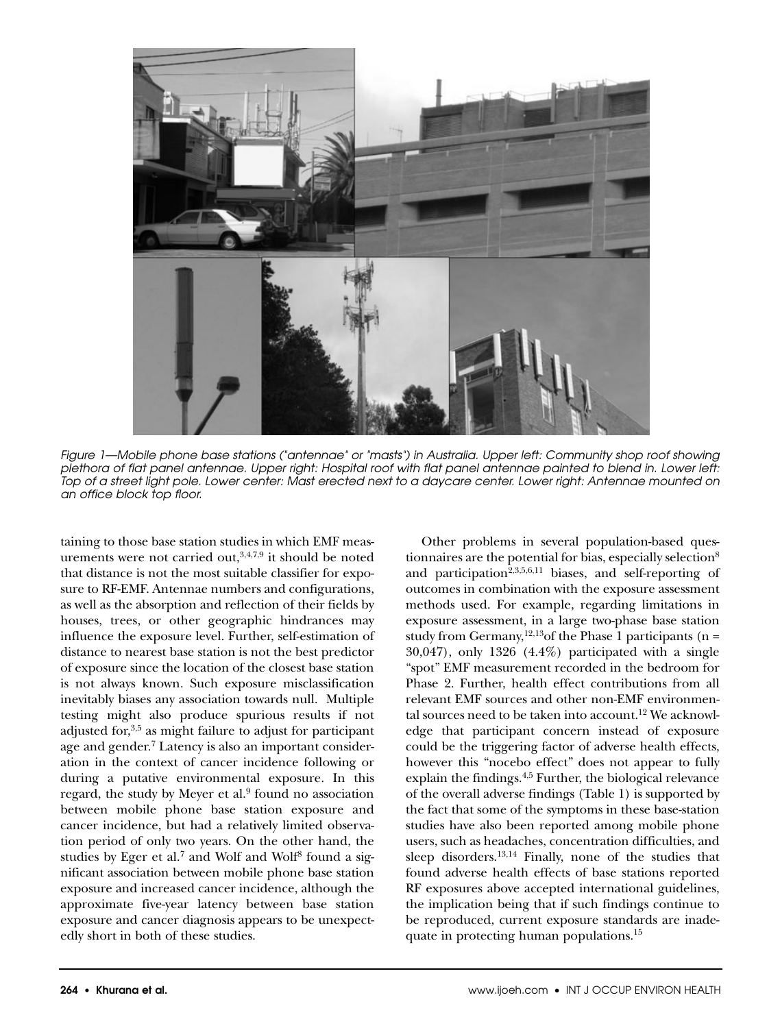*Figure 1—Mobile phone base stations ("antennae" or "masts") in Australia. Upper left: Community shop roof showing plethora of flat panel antennae. Upper right: Hospital roof with flat panel antennae painted to blend in. Lower left: Top of a street light pole. Lower center: Mast erected next to a daycare center. Lower right: Antennae mounted on an office block top floor.*

taining to those base station studies in which EMF measurements were not carried out,[3,4,7,9] it should be noted that distance is not the most suitable classifier for exposure to RF-EMF. Antennae numbers and configurations, as well as the absorption and reflection of their fields by houses, trees, or other geographic hindrances may influence the exposure level. Further, self-estimation of distance to nearest base station is not the best predictor of exposure since the location of the closest base station is not always known. Such exposure misclassification inevitably biases any association towards null. Multiple testing might also produce spurious results if not adjusted for,[3,5] as might failure to adjust for participant age and gender.[7] Latency is also an important consideration in the context of cancer incidence following or during a putative environmental exposure. In this regard, the study by Meyer et al.[9] found no association between mobile phone base station exposure and cancer incidence, but had a relatively limited observation period of only two years. On the other hand, the studies by Eger et al.[7] and Wolf and Wolf[8] found a significant association between mobile phone base station exposure and increased cancer incidence, although the approximate five-year latency between base station exposure and cancer diagnosis appears to be unexpectedly short in both of these studies.

Other problems in several population-based questionnaires are the potential for bias, especially selection[8] and participation[2,3,5,6,11] biases, and self-reporting of outcomes in combination with the exposure assessment methods used. For example, regarding limitations in exposure assessment, in a large two-phase base station study from Germany,[12,13] of the Phase 1 participants (n = 30,047), only 1326 (4.4%) participated with a single "spot" EMF measurement recorded in the bedroom for Phase 2. Further, health effect contributions from all relevant EMF sources and other non-EMF environmental sources need to be taken into account.[12] We acknowledge that participant concern instead of exposure could be the triggering factor of adverse health effects, however this "nocebo effect" does not appear to fully explain the findings.[4,5] Further, the biological relevance of the overall adverse findings (Table 1) is supported by the fact that some of the symptoms in these base-station studies have also been reported among mobile phone users, such as headaches, concentration difficulties, and sleep disorders.[13,14] Finally, none of the studies that found adverse health effects of base stations reported RF exposures above accepted international guidelines, the implication being that if such findings continue to be reproduced, current exposure standards are inadequate in protecting human populations.[15]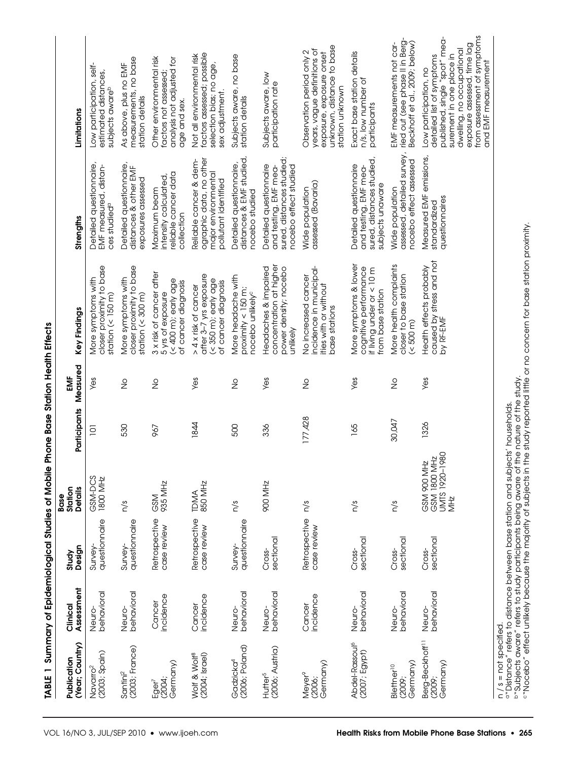**TABLE 1 Summary of Epidemiological Studies of Mobile Phone Base Station Health Effects**

| Publication (Year; Country) | Clinical Assessment | Study Design | Base Station Details | Participants | EMF Measured | Key Findings | Strengths | Limitations |
|---|---|---|---|---|---|---|---|---|
| Navarro[2] (2003; Spain) | Neuro-behavioral | Survey-questionnaire | GSM-DCS 1800 MHz | 101 | Yes | More symptoms with closer proximity to base station (< 150 m) | Detailed questionnaire, EMF measured, distances studied[a] | Low participation, self-estimated distances, subjects aware[b] |
| Santini[2] (2003; France) | Neuro-behavioral | Survey-questionnaire | n/s | 530 | No | More symptoms with closer proximity to base station (< 300 m) | Detailed questionnaire, distances & other EMF exposures assessed | As above, plus no EMF measurements, no base station details |
| Eger[7] (2004; Germany) | Cancer incidence | Retrospective case review | GSM 935 MHz | 967 | No | 3 x risk of cancer after 5 yrs of exposure (< 400 m); early age of cancer diagnosis | Maximum beam intensity calculated, reliable cancer data collection | Other environmental risk factors not assessed; analysis not adjusted for age and sex. |
| Wolf & Wolf[8] (2004; Israel) | Cancer incidence | Retrospective case review | TDMA 850 MHz | 1844 | Yes | > 4 x risk of cancer after 3–7 yrs exposure (< 350 m); early age of cancer diagnosis | Reliable cancer & demographic data, no other major environmental pollutant identified | Not all environmental risk factors assessed; possible selection bias; no age, sex adjustment. |
| Gadzicka[4] (2006; Poland) | Neuro-behavioral | Survey-questionnaire | n/s | 500 | No | More headache with proximity < 150 m; nocebo unlikely[c] | Detailed questionnaire, distances & EMF studied, nocebo studied | Subjects aware, no base station details |
| Hutter[5] (2006; Austria) | Neuro-behavioral | Cross-sectional | 900 MHz | 336 | Yes | Headaches & impaired concentration at higher power density; nocebo unlikely | Detailed questionnaire and testing, EMF measured, distances studied; nocebo effect studied | Subjects aware, low participation rate |
| Meyer[9] (2006; Germany) | Cancer incidence | Retrospective case review | n/s | 177,428 | No | No increased cancer incidence in municipalities with or without base stations | Wide population assessed (Bavaria) | Observation period only 2 years, vague definitions of exposure, exposure onset unknown, distance to base station unknown |
| Abdel-Rassoul[6] (2007; Egypt) | Neuro-behavioral | Cross-sectional | n/s | 165 | Yes | More symptoms & lower cognitive performance if living under or < 10 m from base station | Detailed questionnaire and testing, EMF measured, distances studied, subjects unaware | Exact base station details n/s, low number of participants |
| Blettner[10] (2009; Germany) | Neuro-behavioral | Cross-sectional | n/s | 30,047 | No | More health complaints closer to base station (< 500 m) | Wide population assessed, detailed survey, nocebo effect assessed | EMF measurements not carried out (see phase II in Berg-Beckhoff et al., 2009; below) |
| Berg-Beckhoff[11] (2009; Germany) | Neuro-behavioral | Cross-sectional | GSM 900 MHz GSM 1800 MHz UMTS 1920–1980 MHz | 1326 | Yes | Health effects probably caused by stress and not by RF-EMF | Measured EMF emissions, standardized questionnaires | Low participation, no detailed list of symptoms published, single "spot" measurement in one place in dwelling, no occupational exposure assessed, time lag from assessment of symptoms and EMF measurement |

n / s = not specified.
[a]"Distance" refers to distance between base station and subjects' households.
[b]"Subjects aware" refers to study participants being aware of the nature of the study.
[c]"Nocebo" effect unlikely because the majority of subjects in the study reported little or no concern for base station proximity.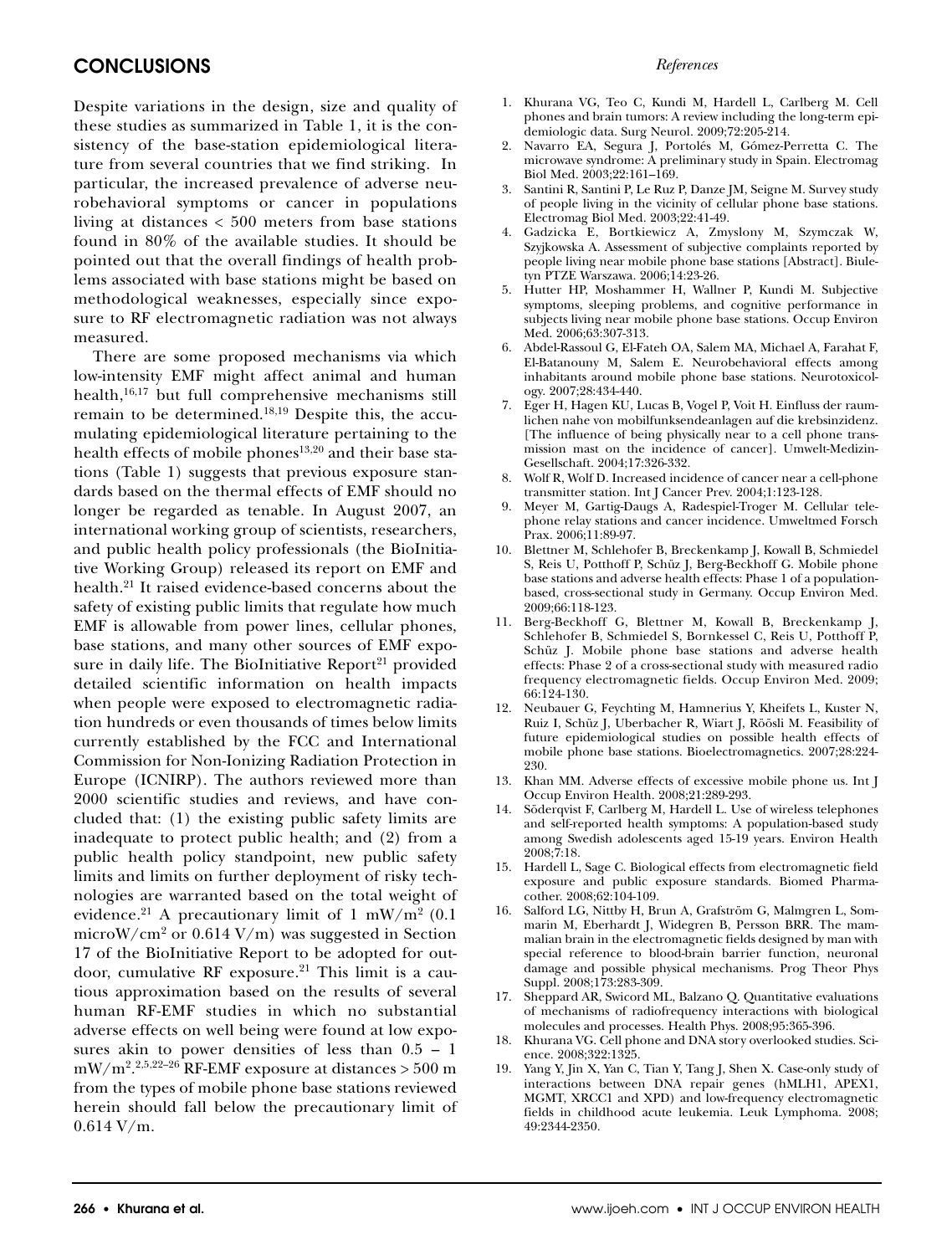## CONCLUSIONS

Despite variations in the design, size and quality of these studies as summarized in Table 1, it is the consistency of the base-station epidemiological literature from several countries that we find striking. In particular, the increased prevalence of adverse neurobehavioral symptoms or cancer in populations living at distances < 500 meters from base stations found in 80% of the available studies. It should be pointed out that the overall findings of health problems associated with base stations might be based on methodological weaknesses, especially since exposure to RF electromagnetic radiation was not always measured.

There are some proposed mechanisms via which low-intensity EMF might affect animal and human health,[16,17] but full comprehensive mechanisms still remain to be determined.[18,19] Despite this, the accumulating epidemiological literature pertaining to the health effects of mobile phones[13,20] and their base stations (Table 1) suggests that previous exposure standards based on the thermal effects of EMF should no longer be regarded as tenable. In August 2007, an international working group of scientists, researchers, and public health policy professionals (the BioInitiative Working Group) released its report on EMF and health.[21] It raised evidence-based concerns about the safety of existing public limits that regulate how much EMF is allowable from power lines, cellular phones, base stations, and many other sources of EMF exposure in daily life. The BioInitiative Report[21] provided detailed scientific information on health impacts when people were exposed to electromagnetic radiation hundreds or even thousands of times below limits currently established by the FCC and International Commission for Non-Ionizing Radiation Protection in Europe (ICNIRP). The authors reviewed more than 2000 scientific studies and reviews, and have concluded that: (1) the existing public safety limits are inadequate to protect public health; and (2) from a public health policy standpoint, new public safety limits and limits on further deployment of risky technologies are warranted based on the total weight of evidence.[21] A precautionary limit of 1 mW/m$^2$ (0.1 microW/cm$^2$ or 0.614 V/m) was suggested in Section 17 of the BioInitiative Report to be adopted for outdoor, cumulative RF exposure.[21] This limit is a cautious approximation based on the results of several human RF-EMF studies in which no substantial adverse effects on well being were found at low exposures akin to power densities of less than 0.5 – 1 mW/m$^2$.[2,5,22–26] RF-EMF exposure at distances > 500 m from the types of mobile phone base stations reviewed herein should fall below the precautionary limit of 0.614 V/m.

*References*

1. Khurana VG, Teo C, Kundi M, Hardell L, Carlberg M. Cell phones and brain tumors: A review including the long-term epidemiologic data. Surg Neurol. 2009;72:205-214.
2. Navarro EA, Segura J, Portolés M, Gómez-Perretta C. The microwave syndrome: A preliminary study in Spain. Electromag Biol Med. 2003;22:161–169.
3. Santini R, Santini P, Le Ruz P, Danze JM, Seigne M. Survey study of people living in the vicinity of cellular phone base stations. Electromag Biol Med. 2003;22:41-49.
4. Gadzicka E, Bortkiewicz A, Zmyslony M, Szymczak W, Szyjkowska A. Assessment of subjective complaints reported by people living near mobile phone base stations [Abstract]. Biuletyn PTZE Warszawa. 2006;14:23-26.
5. Hutter HP, Moshammer H, Wallner P, Kundi M. Subjective symptoms, sleeping problems, and cognitive performance in subjects living near mobile phone base stations. Occup Environ Med. 2006;63:307-313.
6. Abdel-Rassoul G, El-Fateh OA, Salem MA, Michael A, Farahat F, El-Batanouny M, Salem E. Neurobehavioral effects among inhabitants around mobile phone base stations. Neurotoxicology. 2007;28:434-440.
7. Eger H, Hagen KU, Lucas B, Vogel P, Voit H. Einfluss der raumlichen nahe von mobilfunksendeanlagen auf die krebsinzidenz. [The influence of being physically near to a cell phone transmission mast on the incidence of cancer]. Umwelt-Medizin-Gesellschaft. 2004;17:326-332.
8. Wolf R, Wolf D. Increased incidence of cancer near a cell-phone transmitter station. Int J Cancer Prev. 2004;1:123-128.
9. Meyer M, Gartig-Daugs A, Radespiel-Troger M. Cellular telephone relay stations and cancer incidence. Umweltmed Forsch Prax. 2006;11:89-97.
10. Blettner M, Schlehofer B, Breckenkamp J, Kowall B, Schmiedel S, Reis U, Potthoff P, Schüz J, Berg-Beckhoff G. Mobile phone base stations and adverse health effects: Phase 1 of a population-based, cross-sectional study in Germany. Occup Environ Med. 2009;66:118-123.
11. Berg-Beckhoff G, Blettner M, Kowall B, Breckenkamp J, Schlehofer B, Schmiedel S, Bornkessel C, Reis U, Potthoff P, Schüz J. Mobile phone base stations and adverse health effects: Phase 2 of a cross-sectional study with measured radio frequency electromagnetic fields. Occup Environ Med. 2009; 66:124-130.
12. Neubauer G, Feychting M, Hamnerius Y, Kheifets L, Kuster N, Ruiz I, Schüz J, Uberbacher R, Wiart J, Röösli M. Feasibility of future epidemiological studies on possible health effects of mobile phone base stations. Bioelectromagnetics. 2007;28:224-230.
13. Khan MM. Adverse effects of excessive mobile phone us. Int J Occup Environ Health. 2008;21:289-293.
14. Söderqvist F, Carlberg M, Hardell L. Use of wireless telephones and self-reported health symptoms: A population-based study among Swedish adolescents aged 15-19 years. Environ Health 2008;7:18.
15. Hardell L, Sage C. Biological effects from electromagnetic field exposure and public exposure standards. Biomed Pharmacother. 2008;62:104-109.
16. Salford LG, Nittby H, Brun A, Grafström G, Malmgren L, Sommarin M, Eberhardt J, Widegren B, Persson BRR. The mammalian brain in the electromagnetic fields designed by man with special reference to blood-brain barrier function, neuronal damage and possible physical mechanisms. Prog Theor Phys Suppl. 2008;173:283-309.
17. Sheppard AR, Swicord ML, Balzano Q. Quantitative evaluations of mechanisms of radiofrequency interactions with biological molecules and processes. Health Phys. 2008;95:365-396.
18. Khurana VG. Cell phone and DNA story overlooked studies. Science. 2008;322:1325.
19. Yang Y, Jin X, Yan C, Tian Y, Tang J, Shen X. Case-only study of interactions between DNA repair genes (hMLH1, APEX1, MGMT, XRCC1 and XPD) and low-frequency electromagnetic fields in childhood acute leukemia. Leuk Lymphoma. 2008; 49:2344-2350.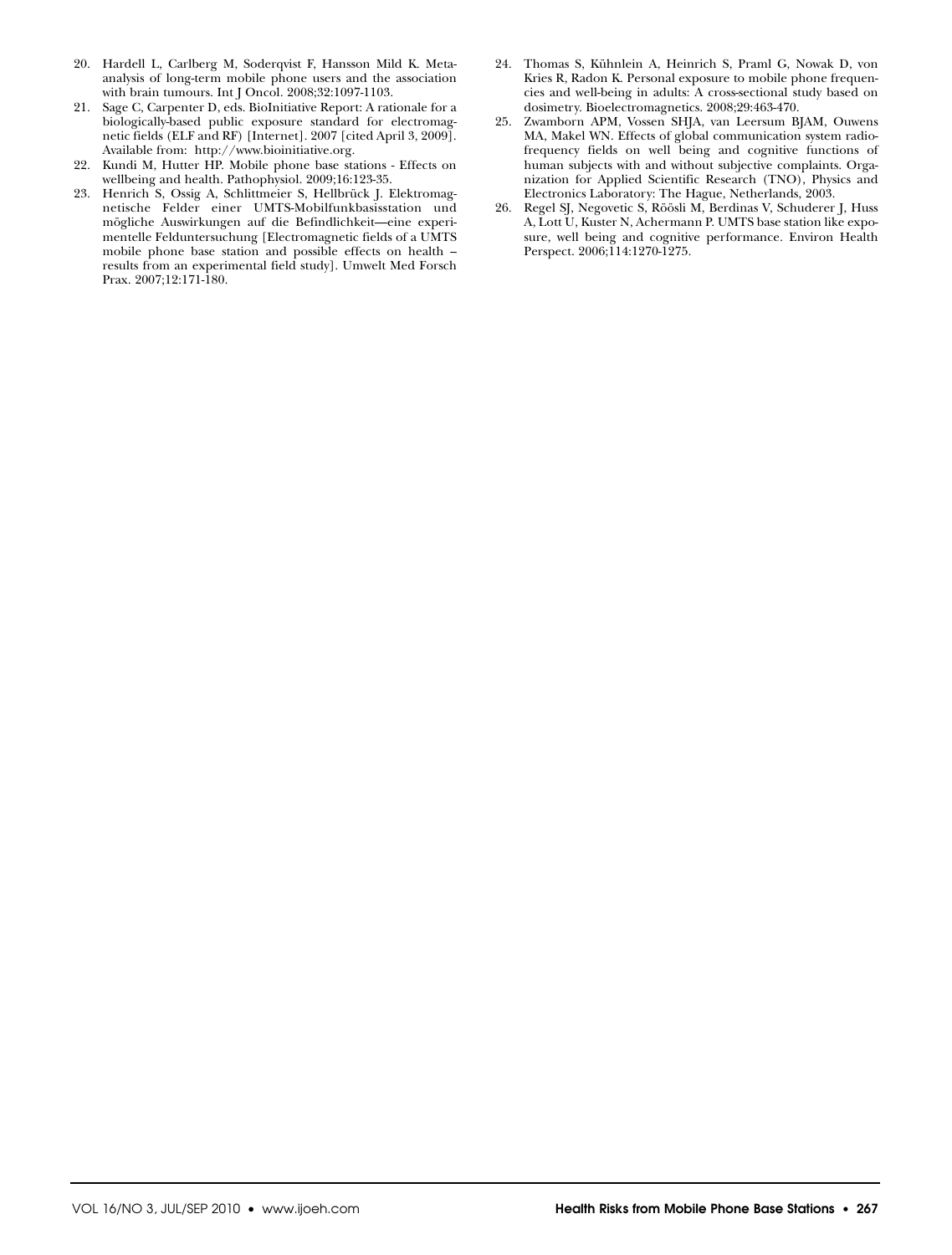20. Hardell L, Carlberg M, Soderqvist F, Hansson Mild K. Meta-analysis of long-term mobile phone users and the association with brain tumours. Int J Oncol. 2008;32:1097-1103.
21. Sage C, Carpenter D, eds. BioInitiative Report: A rationale for a biologically-based public exposure standard for electromagnetic fields (ELF and RF) [Internet]. 2007 [cited April 3, 2009]. Available from: http://www.bioinitiative.org.
22. Kundi M, Hutter HP. Mobile phone base stations - Effects on wellbeing and health. Pathophysiol. 2009;16:123-35.
23. Henrich S, Ossig A, Schlittmeier S, Hellbrück J. Elektromagnetische Felder einer UMTS-Mobilfunkbasisstation und mögliche Auswirkungen auf die Befindlichkeit—eine experimentelle Felduntersuchung [Electromagnetic fields of a UMTS mobile phone base station and possible effects on health – results from an experimental field study]. Umwelt Med Forsch Prax. 2007;12:171-180.
24. Thomas S, Kühnlein A, Heinrich S, Praml G, Nowak D, von Kries R, Radon K. Personal exposure to mobile phone frequencies and well-being in adults: A cross-sectional study based on dosimetry. Bioelectromagnetics. 2008;29:463-470.
25. Zwamborn APM, Vossen SHJA, van Leersum BJAM, Ouwens MA, Makel WN. Effects of global communication system radio-frequency fields on well being and cognitive functions of human subjects with and without subjective complaints. Organization for Applied Scientific Research (TNO), Physics and Electronics Laboratory: The Hague, Netherlands, 2003.
26. Regel SJ, Negovetic S, Röösli M, Berdinas V, Schuderer J, Huss A, Lott U, Kuster N, Achermann P. UMTS base station like exposure, well being and cognitive performance. Environ Health Perspect. 2006;114:1270-1275.